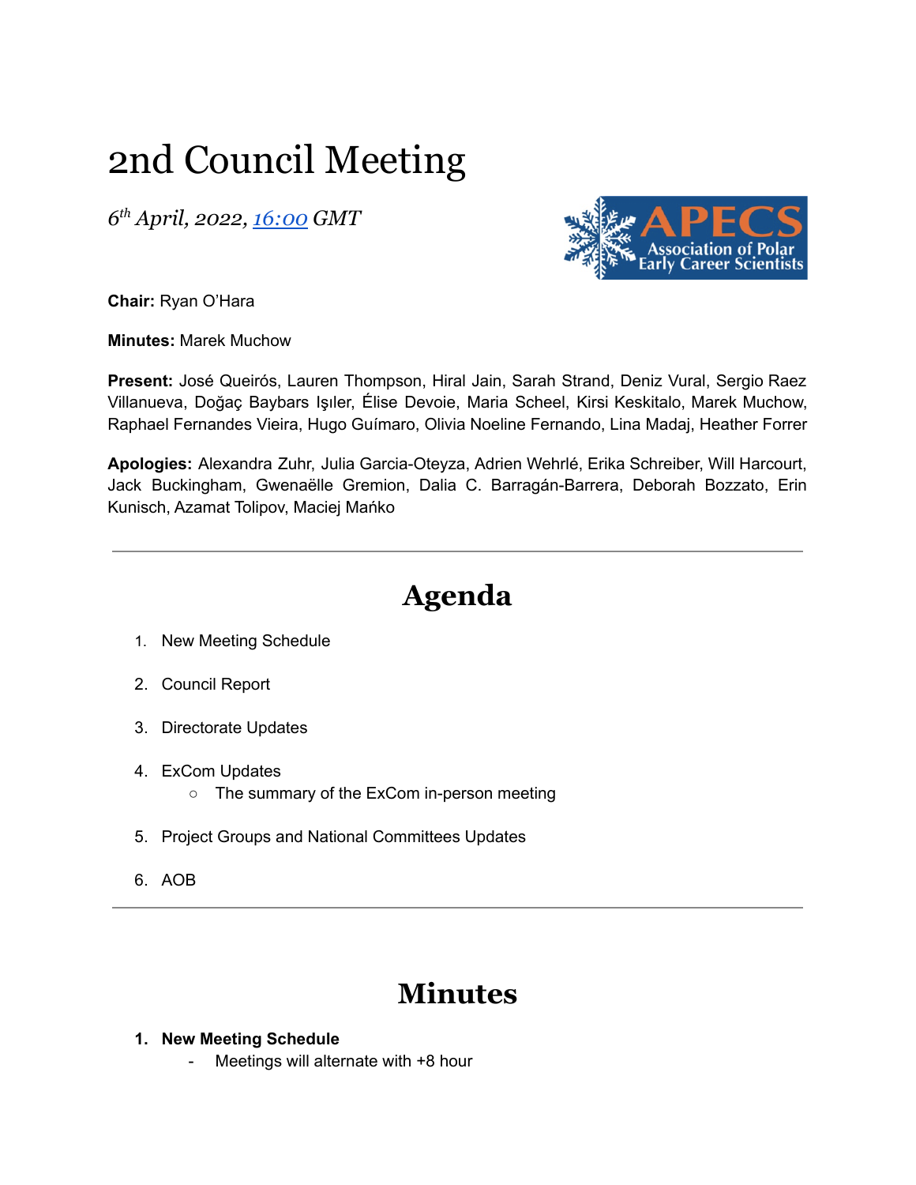# 2nd Council Meeting

*6th April, 2022, 16:00 GMT*

**Chair:** Ryan O'Hara

**Minutes:** Marek Muchow

**Present:** José Queirós, Lauren Thompson, Hiral Jain, Sarah Strand, Deniz Vural, Sergio Raez Villanueva, Doğaç Baybars Işıler, Élise Devoie, Maria Scheel, Kirsi Keskitalo, Marek Muchow, Raphael Fernandes Vieira, Hugo Guímaro, Olivia Noeline Fernando, Lina Madaj, Heather Forrer

**Apologies:** Alexandra Zuhr, Julia Garcia-Oteyza, Adrien Wehrlé, Erika Schreiber, Will Harcourt, Jack Buckingham, Gwenaëlle Gremion, Dalia C. Barragán-Barrera, Deborah Bozzato, Erin Kunisch, Azamat Tolipov, Maciej Mańko

---

## Agenda

1. New Meeting Schedule
2. Council Report
3. Directorate Updates
4. ExCom Updates
   - The summary of the ExCom in-person meeting
5. Project Groups and National Committees Updates
6. AOB

---

## Minutes

1. **New Meeting Schedule**
   - Meetings will alternate with +8 hour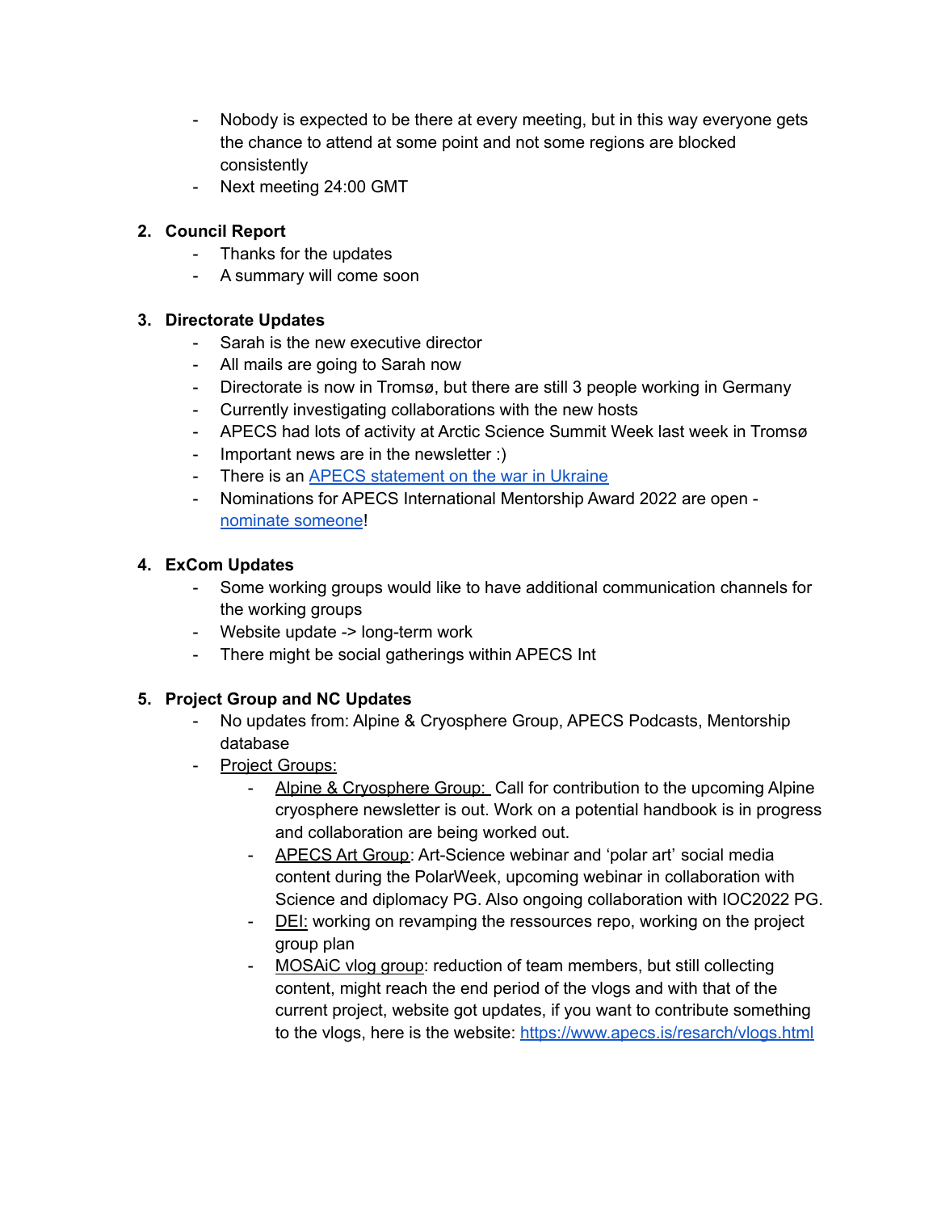- Nobody is expected to be there at every meeting, but in this way everyone gets the chance to attend at some point and not some regions are blocked consistently
- Next meeting 24:00 GMT

2. **Council Report**
   - Thanks for the updates
   - A summary will come soon

3. **Directorate Updates**
   - Sarah is the new executive director
   - All mails are going to Sarah now
   - Directorate is now in Tromsø, but there are still 3 people working in Germany
   - Currently investigating collaborations with the new hosts
   - APECS had lots of activity at Arctic Science Summit Week last week in Tromsø
   - Important news are in the newsletter :)
   - There is an APECS statement on the war in Ukraine
   - Nominations for APECS International Mentorship Award 2022 are open - nominate someone!

4. **ExCom Updates**
   - Some working groups would like to have additional communication channels for the working groups
   - Website update -> long-term work
   - There might be social gatherings within APECS Int

5. **Project Group and NC Updates**
   - No updates from: Alpine & Cryosphere Group, APECS Podcasts, Mentorship database
   - Project Groups:
     - Alpine & Cryosphere Group: Call for contribution to the upcoming Alpine cryosphere newsletter is out. Work on a potential handbook is in progress and collaboration are being worked out.
     - APECS Art Group: Art-Science webinar and 'polar art' social media content during the PolarWeek, upcoming webinar in collaboration with Science and diplomacy PG. Also ongoing collaboration with IOC2022 PG.
     - DEI: working on revamping the ressources repo, working on the project group plan
     - MOSAiC vlog group: reduction of team members, but still collecting content, might reach the end period of the vlogs and with that of the current project, website got updates, if you want to contribute something to the vlogs, here is the website: https://www.apecs.is/resarch/vlogs.html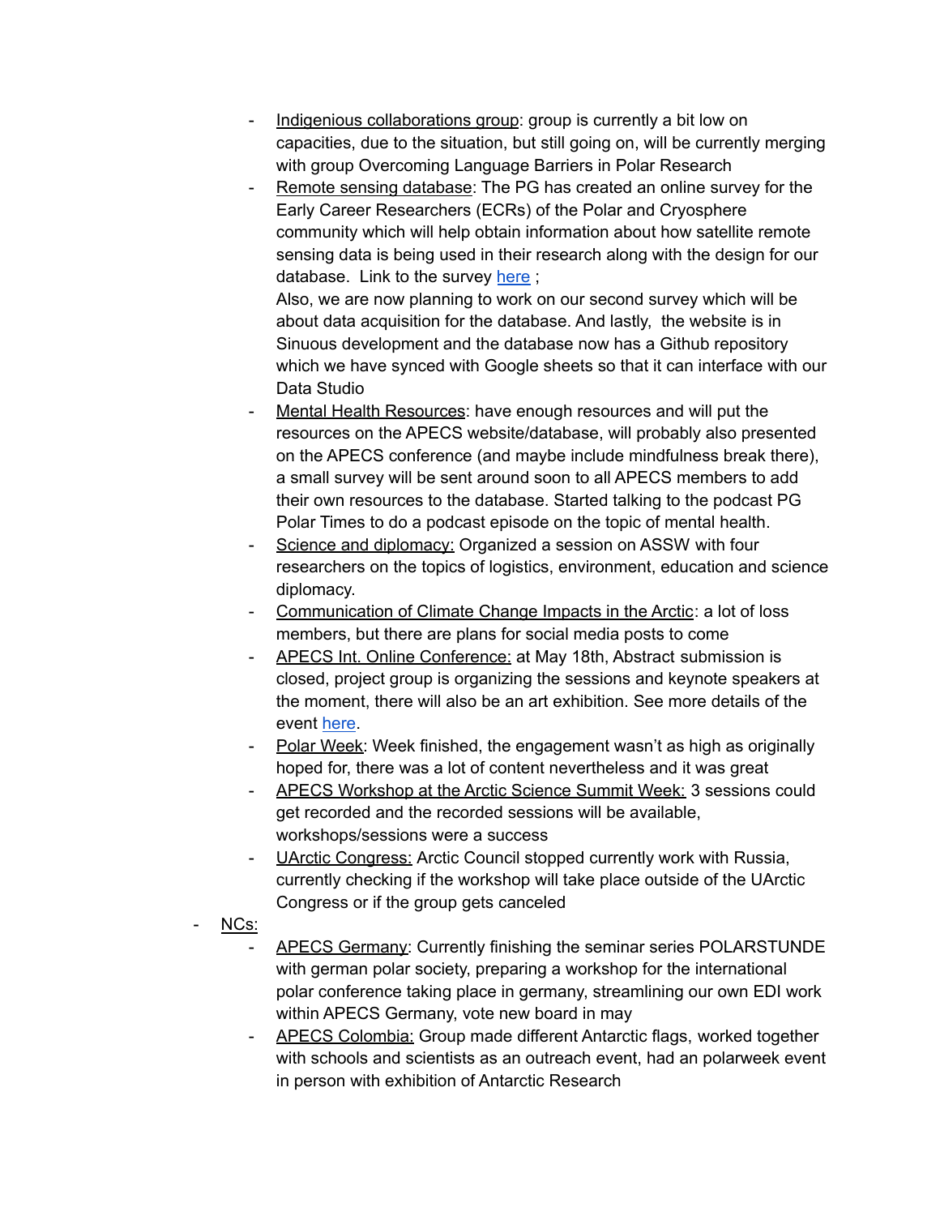- Indigenious collaborations group: group is currently a bit low on capacities, due to the situation, but still going on, will be currently merging with group Overcoming Language Barriers in Polar Research
    - Remote sensing database: The PG has created an online survey for the Early Career Researchers (ECRs) of the Polar and Cryosphere community which will help obtain information about how satellite remote sensing data is being used in their research along with the design for our database. Link to the survey here ;
      Also, we are now planning to work on our second survey which will be about data acquisition for the database. And lastly, the website is in Sinuous development and the database now has a Github repository which we have synced with Google sheets so that it can interface with our Data Studio
    - Mental Health Resources: have enough resources and will put the resources on the APECS website/database, will probably also presented on the APECS conference (and maybe include mindfulness break there), a small survey will be sent around soon to all APECS members to add their own resources to the database. Started talking to the podcast PG Polar Times to do a podcast episode on the topic of mental health.
    - Science and diplomacy: Organized a session on ASSW with four researchers on the topics of logistics, environment, education and science diplomacy.
    - Communication of Climate Change Impacts in the Arctic: a lot of loss members, but there are plans for social media posts to come
    - APECS Int. Online Conference: at May 18th, Abstract submission is closed, project group is organizing the sessions and keynote speakers at the moment, there will also be an art exhibition. See more details of the event here.
    - Polar Week: Week finished, the engagement wasn't as high as originally hoped for, there was a lot of content nevertheless and it was great
    - APECS Workshop at the Arctic Science Summit Week: 3 sessions could get recorded and the recorded sessions will be available, workshops/sessions were a success
    - UArctic Congress: Arctic Council stopped currently work with Russia, currently checking if the workshop will take place outside of the UArctic Congress or if the group gets canceled
- NCs:
    - APECS Germany: Currently finishing the seminar series POLARSTUNDE with german polar society, preparing a workshop for the international polar conference taking place in germany, streamlining our own EDI work within APECS Germany, vote new board in may
    - APECS Colombia: Group made different Antarctic flags, worked together with schools and scientists as an outreach event, had an polarweek event in person with exhibition of Antarctic Research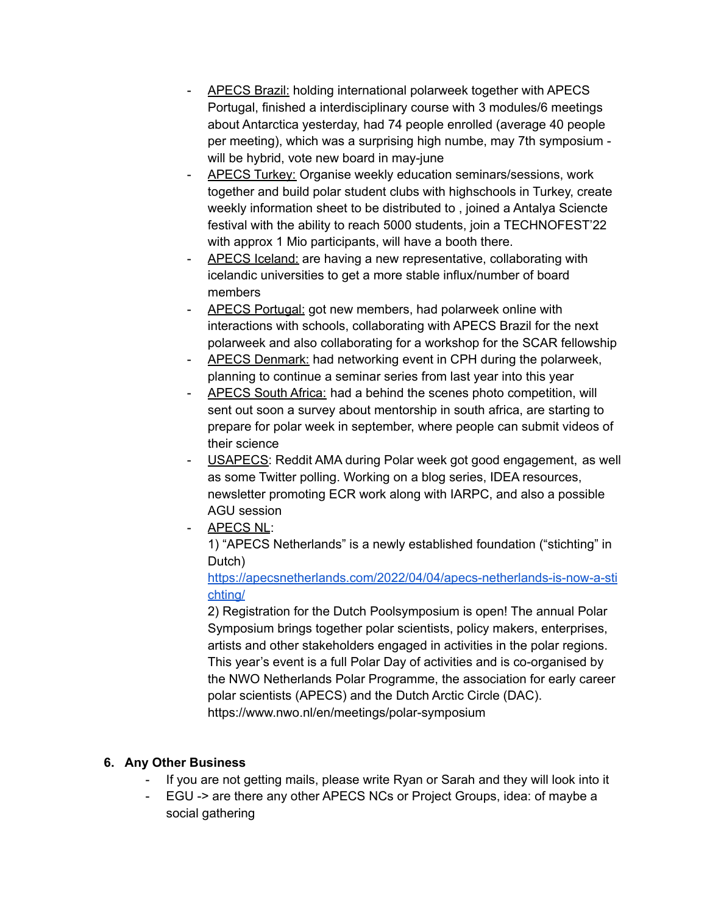- APECS Brazil: holding international polarweek together with APECS Portugal, finished a interdisciplinary course with 3 modules/6 meetings about Antarctica yesterday, had 74 people enrolled (average 40 people per meeting), which was a surprising high numbe, may 7th symposium - will be hybrid, vote new board in may-june
- APECS Turkey: Organise weekly education seminars/sessions, work together and build polar student clubs with highschools in Turkey, create weekly information sheet to be distributed to , joined a Antalya Sciencte festival with the ability to reach 5000 students, join a TECHNOFEST'22 with approx 1 Mio participants, will have a booth there.
- APECS Iceland: are having a new representative, collaborating with icelandic universities to get a more stable influx/number of board members
- APECS Portugal: got new members, had polarweek online with interactions with schools, collaborating with APECS Brazil for the next polarweek and also collaborating for a workshop for the SCAR fellowship
- APECS Denmark: had networking event in CPH during the polarweek, planning to continue a seminar series from last year into this year
- APECS South Africa: had a behind the scenes photo competition, will sent out soon a survey about mentorship in south africa, are starting to prepare for polar week in september, where people can submit videos of their science
- USAPECS: Reddit AMA during Polar week got good engagement, as well as some Twitter polling. Working on a blog series, IDEA resources, newsletter promoting ECR work along with IARPC, and also a possible AGU session
- APECS NL:

  1) "APECS Netherlands" is a newly established foundation ("stichting" in Dutch)
  https://apecsnetherlands.com/2022/04/04/apecs-netherlands-is-now-a-stichting/

  2) Registration for the Dutch Poolsymposium is open! The annual Polar Symposium brings together polar scientists, policy makers, enterprises, artists and other stakeholders engaged in activities in the polar regions. This year's event is a full Polar Day of activities and is co-organised by the NWO Netherlands Polar Programme, the association for early career polar scientists (APECS) and the Dutch Arctic Circle (DAC).
  https://www.nwo.nl/en/meetings/polar-symposium

## 6. Any Other Business

- If you are not getting mails, please write Ryan or Sarah and they will look into it
- EGU -> are there any other APECS NCs or Project Groups, idea: of maybe a social gathering